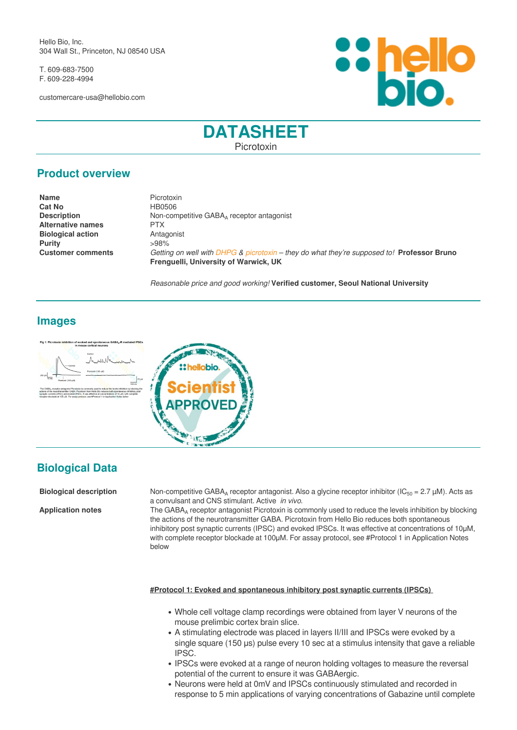Hello Bio, Inc.
304 Wall St., Princeton, NJ 08540 USA

T. 609-683-7500
F. 609-228-4994

customercare-usa@hellobio.com

# DATASHEET

Picrotoxin

## Product overview

| | |
|---|---|
| **Name** | Picrotoxin |
| **Cat No** | HB0506 |
| **Description** | Non-competitive $GABA_A$ receptor antagonist |
| **Alternative names** | PTX |
| **Biological action** | Antagonist |
| **Purity** | >98% |
| **Customer comments** | *Getting on well with DHPG & picrotoxin – they do what they're supposed to!* **Professor Bruno Frenguelli, University of Warwick, UK** <br><br> *Reasonable price and good working!* **Verified customer, Seoul National University** |

## Images

## Biological Data

**Biological description**

Non-competitive $GABA_A$ receptor antagonist. Also a glycine receptor inhibitor ($IC_{50}$ = 2.7 μM). Acts as a convulsant and CNS stimulant. Active *in vivo*.

**Application notes**

The $GABA_A$ receptor antagonist Picrotoxin is commonly used to reduce the levels inhibition by blocking the actions of the neurotransmitter GABA. Picrotoxin from Hello Bio reduces both spontaneous inhibitory post synaptic currents (IPSC) and evoked IPSCs. It was effective at concentrations of 10μM, with complete receptor blockade at 100μM. For assay protocol, see #Protocol 1 in Application Notes below

**#Protocol 1: Evoked and spontaneous inhibitory post synaptic currents (IPSCs)**

- Whole cell voltage clamp recordings were obtained from layer V neurons of the mouse prelimbic cortex brain slice.
- A stimulating electrode was placed in layers II/III and IPSCs were evoked by a single square (150 μs) pulse every 10 sec at a stimulus intensity that gave a reliable IPSC.
- IPSCs were evoked at a range of neuron holding voltages to measure the reversal potential of the current to ensure it was GABAergic.
- Neurons were held at 0mV and IPSCs continuously stimulated and recorded in response to 5 min applications of varying concentrations of Gabazine until complete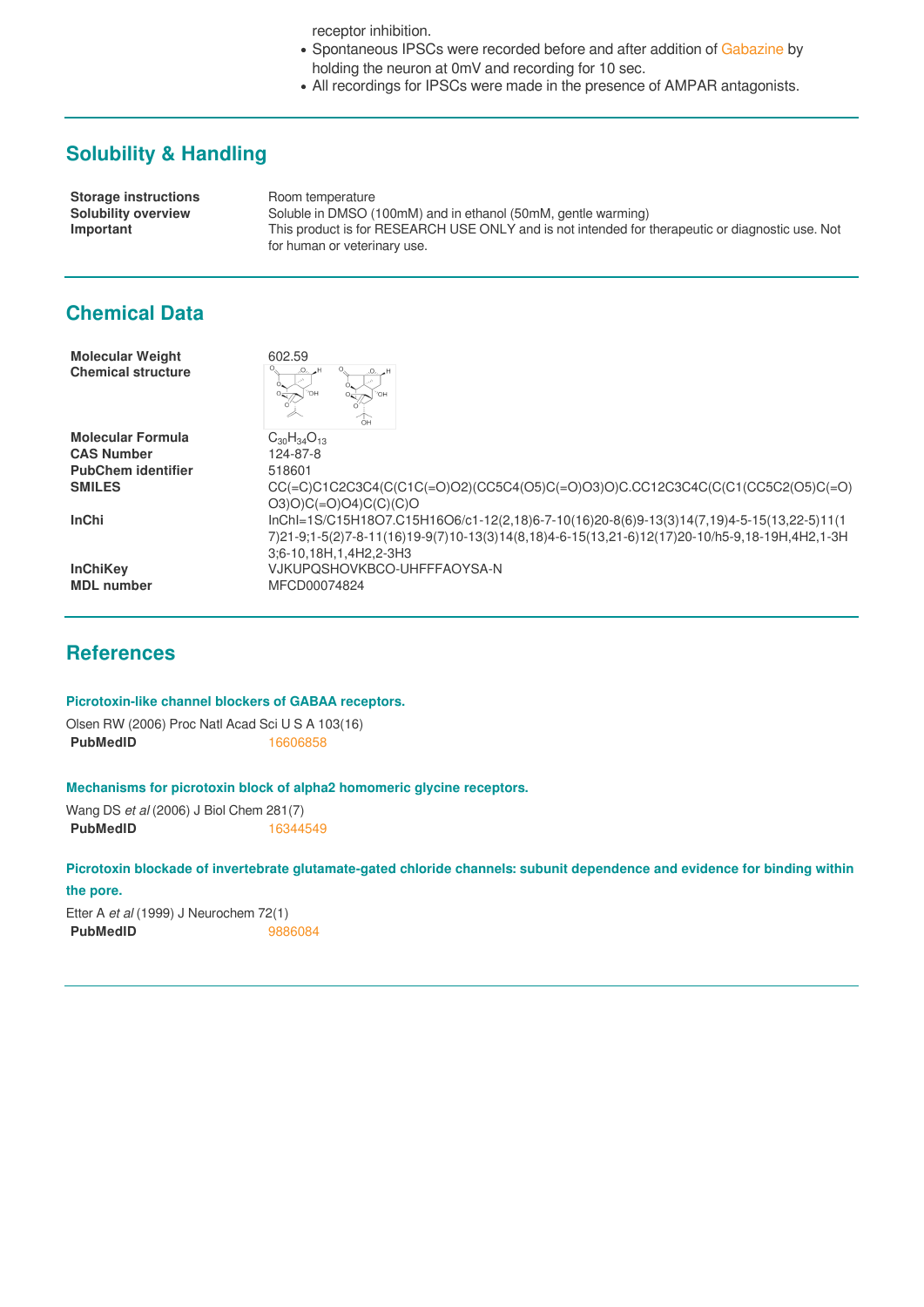receptor inhibition.
- Spontaneous IPSCs were recorded before and after addition of Gabazine by holding the neuron at 0mV and recording for 10 sec.
- All recordings for IPSCs were made in the presence of AMPAR antagonists.

## Solubility & Handling

| | |
|---|---|
| **Storage instructions** | Room temperature |
| **Solubility overview** | Soluble in DMSO (100mM) and in ethanol (50mM, gentle warming) |
| **Important** | This product is for RESEARCH USE ONLY and is not intended for therapeutic or diagnostic use. Not for human or veterinary use. |

## Chemical Data

| | |
|---|---|
| **Molecular Weight** | 602.59 |
| **Chemical structure** | |
| **Molecular Formula** | $C_{30}H_{34}O_{13}$ |
| **CAS Number** | 124-87-8 |
| **PubChem identifier** | 518601 |
| **SMILES** | CC(=C)C1C2C3C4(C(C1C(=O)O2)(CC5C4(O5)C(=O)O3)O)C.CC12C3C4C(C(C1(CC5C2(O5)C(=O)O3)O)C(=O)O4)C(C)(C)O |
| **InChi** | InChI=1S/C15H18O7.C15H16O6/c1-12(2,18)6-7-10(16)20-8(6)9-13(3)14(7,19)4-5-15(13,22-5)11(17)21-9;1-5(2)7-8-11(16)19-9(7)10-13(3)14(8,18)4-6-15(13,21-6)12(17)20-10/h5-9,18-19H,4H2,1-3H3;6-10,18H,1,4H2,2-3H3 |
| **InChiKey** | VJKUPQSHOVKBCO-UHFFFAOYSA-N |
| **MDL number** | MFCD00074824 |

## References

**Picrotoxin-like channel blockers of GABAA receptors.**

Olsen RW (2006) Proc Natl Acad Sci U S A 103(16)
**PubMedID** 16606858

**Mechanisms for picrotoxin block of alpha2 homomeric glycine receptors.**

Wang DS *et al* (2006) J Biol Chem 281(7)
**PubMedID** 16344549

**Picrotoxin blockade of invertebrate glutamate-gated chloride channels: subunit dependence and evidence for binding within the pore.**

Etter A *et al* (1999) J Neurochem 72(1)
**PubMedID** 9886084